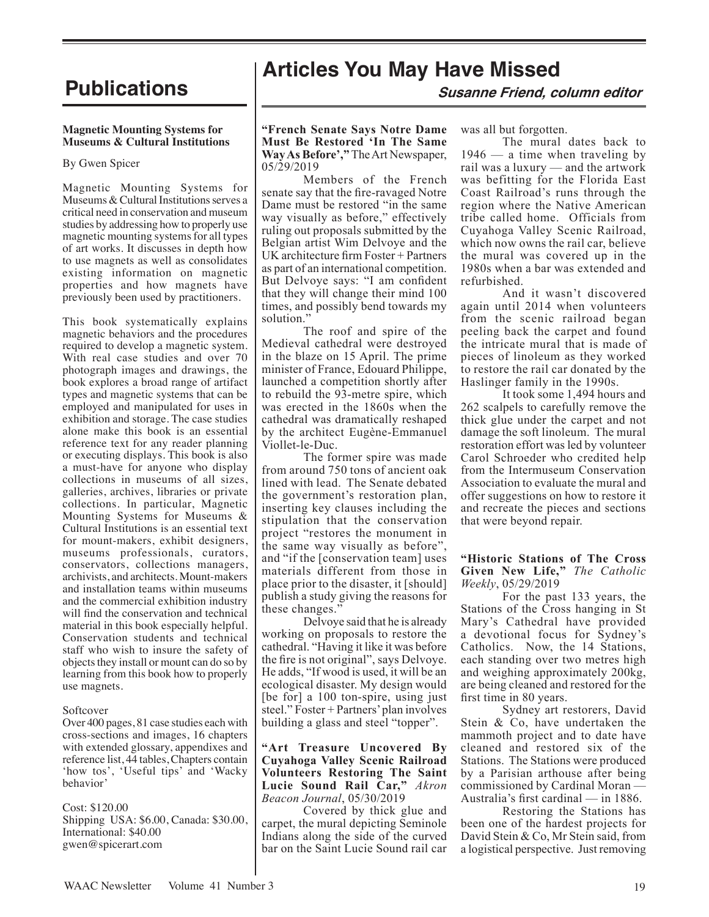# Publications

**Magnetic Mounting Systems for Museums & Cultural Institutions**

By Gwen Spicer

Magnetic Mounting Systems for Museums & Cultural Institutions serves a critical need in conservation and museum studies by addressing how to properly use magnetic mounting systems for all types of art works. It discusses in depth how to use magnets as well as consolidates existing information on magnetic properties and how magnets have previously been used by practitioners.

This book systematically explains magnetic behaviors and the procedures required to develop a magnetic system. With real case studies and over 70 photograph images and drawings, the book explores a broad range of artifact types and magnetic systems that can be employed and manipulated for uses in exhibition and storage. The case studies alone make this book is an essential reference text for any reader planning or executing displays. This book is also a must-have for anyone who display collections in museums of all sizes, galleries, archives, libraries or private collections. In particular, Magnetic Mounting Systems for Museums & Cultural Institutions is an essential text for mount-makers, exhibit designers, museums professionals, curators, conservators, collections managers, archivists, and architects. Mount-makers and installation teams within museums and the commercial exhibition industry will find the conservation and technical material in this book especially helpful. Conservation students and technical staff who wish to insure the safety of objects they install or mount can do so by learning from this book how to properly use magnets.

Softcover
Over 400 pages, 81 case studies each with cross-sections and images, 16 chapters with extended glossary, appendixes and reference list, 44 tables, Chapters contain 'how tos', 'Useful tips' and 'Wacky behavior'

Cost: $120.00
Shipping USA: $6.00, Canada: $30.00, International: $40.00
gwen@spicerart.com

# Articles You May Have Missed

***Susanne Friend, column editor***

**"French Senate Says Notre Dame Must Be Restored 'In The Same Way As Before',"** The Art Newspaper, 05/29/2019

Members of the French senate say that the fire-ravaged Notre Dame must be restored "in the same way visually as before," effectively ruling out proposals submitted by the Belgian artist Wim Delvoye and the UK architecture firm Foster + Partners as part of an international competition. But Delvoye says: "I am confident that they will change their mind 100 times, and possibly bend towards my solution."

The roof and spire of the Medieval cathedral were destroyed in the blaze on 15 April. The prime minister of France, Edouard Philippe, launched a competition shortly after to rebuild the 93-metre spire, which was erected in the 1860s when the cathedral was dramatically reshaped by the architect Eugène-Emmanuel Viollet-le-Duc.

The former spire was made from around 750 tons of ancient oak lined with lead. The Senate debated the government's restoration plan, inserting key clauses including the stipulation that the conservation project "restores the monument in the same way visually as before", and "if the [conservation team] uses materials different from those in place prior to the disaster, it [should] publish a study giving the reasons for these changes."

Delvoye said that he is already working on proposals to restore the cathedral. "Having it like it was before the fire is not original", says Delvoye. He adds, "If wood is used, it will be an ecological disaster. My design would [be for] a 100 ton-spire, using just steel." Foster + Partners' plan involves building a glass and steel "topper".

**"Art Treasure Uncovered By Cuyahoga Valley Scenic Railroad Volunteers Restoring The Saint Lucie Sound Rail Car,"** *Akron Beacon Journal*, 05/30/2019

Covered by thick glue and carpet, the mural depicting Seminole Indians along the side of the curved bar on the Saint Lucie Sound rail car was all but forgotten.

The mural dates back to 1946 — a time when traveling by rail was a luxury — and the artwork was befitting for the Florida East Coast Railroad's runs through the region where the Native American tribe called home. Officials from Cuyahoga Valley Scenic Railroad, which now owns the rail car, believe the mural was covered up in the 1980s when a bar was extended and refurbished.

And it wasn't discovered again until 2014 when volunteers from the scenic railroad began peeling back the carpet and found the intricate mural that is made of pieces of linoleum as they worked to restore the rail car donated by the Haslinger family in the 1990s.

It took some 1,494 hours and 262 scalpels to carefully remove the thick glue under the carpet and not damage the soft linoleum. The mural restoration effort was led by volunteer Carol Schroeder who credited help from the Intermuseum Conservation Association to evaluate the mural and offer suggestions on how to restore it and recreate the pieces and sections that were beyond repair.

**"Historic Stations of The Cross Given New Life,"** *The Catholic Weekly*, 05/29/2019

For the past 133 years, the Stations of the Cross hanging in St Mary's Cathedral have provided a devotional focus for Sydney's Catholics. Now, the 14 Stations, each standing over two metres high and weighing approximately 200kg, are being cleaned and restored for the first time in 80 years.

Sydney art restorers, David Stein & Co, have undertaken the mammoth project and to date have cleaned and restored six of the Stations. The Stations were produced by a Parisian arthouse after being commissioned by Cardinal Moran — Australia's first cardinal — in 1886.

Restoring the Stations has been one of the hardest projects for David Stein & Co, Mr Stein said, from a logistical perspective. Just removing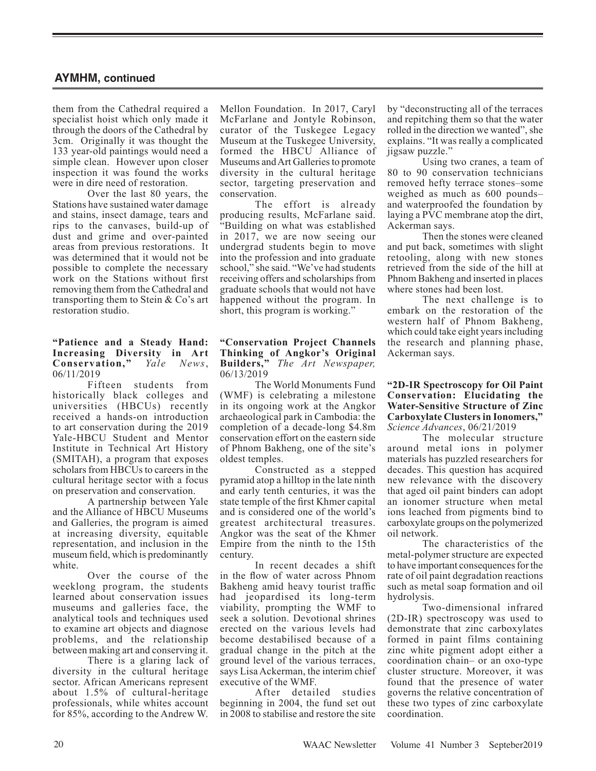## AYMHM, continued

them from the Cathedral required a specialist hoist which only made it through the doors of the Cathedral by 3cm. Originally it was thought the 133 year-old paintings would need a simple clean. However upon closer inspection it was found the works were in dire need of restoration.

Over the last 80 years, the Stations have sustained water damage and stains, insect damage, tears and rips to the canvases, build-up of dust and grime and over-painted areas from previous restorations. It was determined that it would not be possible to complete the necessary work on the Stations without first removing them from the Cathedral and transporting them to Stein & Co's art restoration studio.

**"Patience and a Steady Hand: Increasing Diversity in Art Conservation,"** *Yale News*, 06/11/2019

Fifteen students from historically black colleges and universities (HBCUs) recently received a hands-on introduction to art conservation during the 2019 Yale-HBCU Student and Mentor Institute in Technical Art History (SMITAH), a program that exposes scholars from HBCUs to careers in the cultural heritage sector with a focus on preservation and conservation.

A partnership between Yale and the Alliance of HBCU Museums and Galleries, the program is aimed at increasing diversity, equitable representation, and inclusion in the museum field, which is predominantly white.

Over the course of the weeklong program, the students learned about conservation issues museums and galleries face, the analytical tools and techniques used to examine art objects and diagnose problems, and the relationship between making art and conserving it.

There is a glaring lack of diversity in the cultural heritage sector. African Americans represent about 1.5% of cultural-heritage professionals, while whites account for 85%, according to the Andrew W. Mellon Foundation. In 2017, Caryl McFarlane and Jontyle Robinson, curator of the Tuskegee Legacy Museum at the Tuskegee University, formed the HBCU Alliance of Museums and Art Galleries to promote diversity in the cultural heritage sector, targeting preservation and conservation.

The effort is already producing results, McFarlane said. "Building on what was established in 2017, we are now seeing our undergrad students begin to move into the profession and into graduate school," she said. "We've had students receiving offers and scholarships from graduate schools that would not have happened without the program. In short, this program is working."

**"Conservation Project Channels Thinking of Angkor's Original Builders,"** *The Art Newspaper,* 06/13/2019

The World Monuments Fund (WMF) is celebrating a milestone in its ongoing work at the Angkor archaeological park in Cambodia: the completion of a decade-long $4.8m conservation effort on the eastern side of Phnom Bakheng, one of the site's oldest temples.

Constructed as a stepped pyramid atop a hilltop in the late ninth and early tenth centuries, it was the state temple of the first Khmer capital and is considered one of the world's greatest architectural treasures. Angkor was the seat of the Khmer Empire from the ninth to the 15th century.

In recent decades a shift in the flow of water across Phnom Bakheng amid heavy tourist traffic had jeopardised its long-term viability, prompting the WMF to seek a solution. Devotional shrines erected on the various levels had become destabilised because of a gradual change in the pitch at the ground level of the various terraces, says Lisa Ackerman, the interim chief executive of the WMF.

After detailed studies beginning in 2004, the fund set out in 2008 to stabilise and restore the site by "deconstructing all of the terraces and repitching them so that the water rolled in the direction we wanted", she explains. "It was really a complicated jigsaw puzzle."

Using two cranes, a team of 80 to 90 conservation technicians removed hefty terrace stones–some weighed as much as 600 pounds–and waterproofed the foundation by laying a PVC membrane atop the dirt, Ackerman says.

Then the stones were cleaned and put back, sometimes with slight retooling, along with new stones retrieved from the side of the hill at Phnom Bakheng and inserted in places where stones had been lost.

The next challenge is to embark on the restoration of the western half of Phnom Bakheng, which could take eight years including the research and planning phase, Ackerman says.

**"2D-IR Spectroscopy for Oil Paint Conservation: Elucidating the Water-Sensitive Structure of Zinc Carboxylate Clusters in Ionomers,"** *Science Advances*, 06/21/2019

The molecular structure around metal ions in polymer materials has puzzled researchers for decades. This question has acquired new relevance with the discovery that aged oil paint binders can adopt an ionomer structure when metal ions leached from pigments bind to carboxylate groups on the polymerized oil network.

The characteristics of the metal-polymer structure are expected to have important consequences for the rate of oil paint degradation reactions such as metal soap formation and oil hydrolysis.

Two-dimensional infrared (2D-IR) spectroscopy was used to demonstrate that zinc carboxylates formed in paint films containing zinc white pigment adopt either a coordination chain– or an oxo-type cluster structure. Moreover, it was found that the presence of water governs the relative concentration of these two types of zinc carboxylate coordination.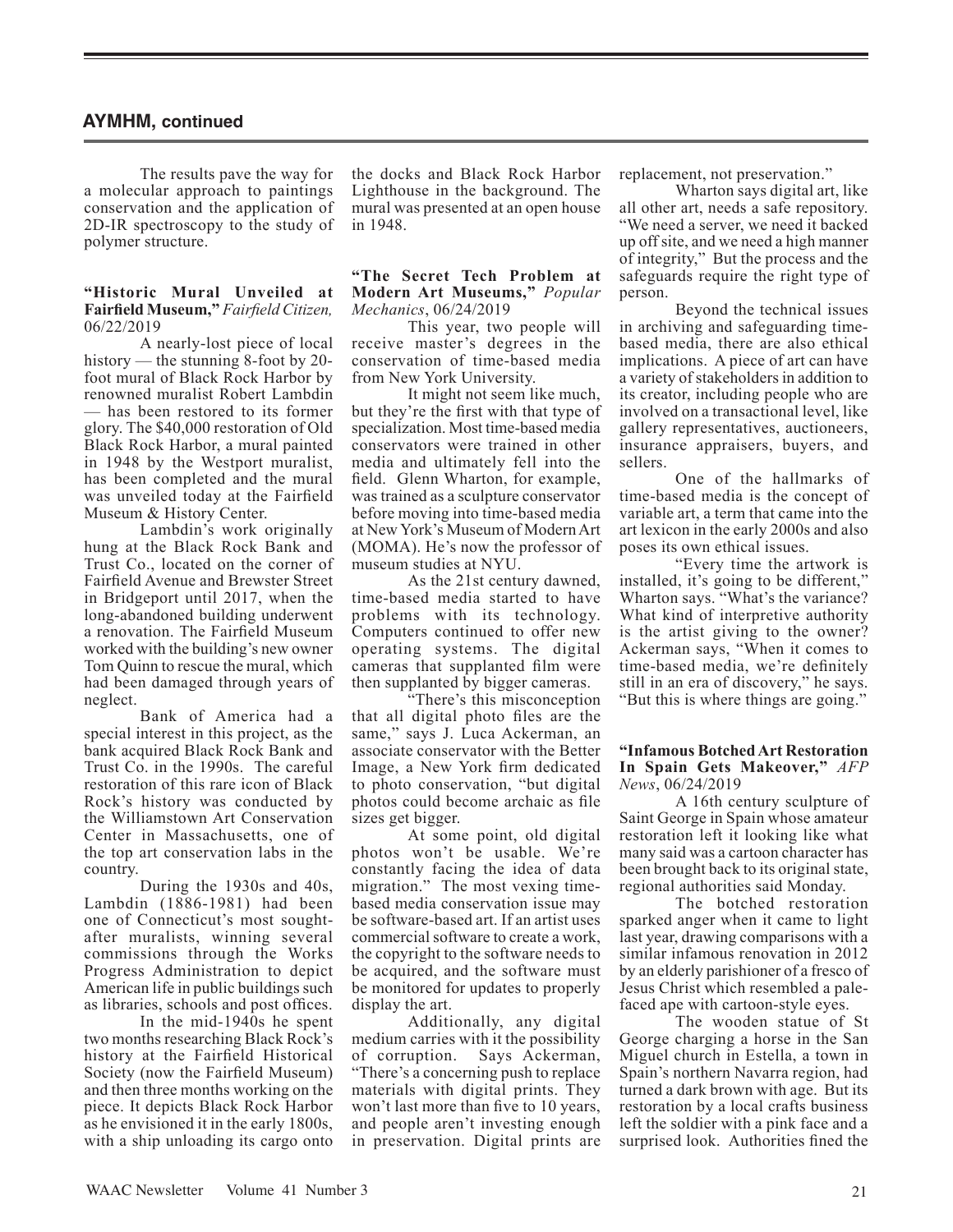## AYMHM, continued

The results pave the way for a molecular approach to paintings conservation and the application of 2D-IR spectroscopy to the study of polymer structure.

**"Historic Mural Unveiled at Fairfield Museum,"** *Fairfield Citizen,* 06/22/2019

A nearly-lost piece of local history — the stunning 8-foot by 20-foot mural of Black Rock Harbor by renowned muralist Robert Lambdin — has been restored to its former glory. The $40,000 restoration of Old Black Rock Harbor, a mural painted in 1948 by the Westport muralist, has been completed and the mural was unveiled today at the Fairfield Museum & History Center.

Lambdin's work originally hung at the Black Rock Bank and Trust Co., located on the corner of Fairfield Avenue and Brewster Street in Bridgeport until 2017, when the long-abandoned building underwent a renovation. The Fairfield Museum worked with the building's new owner Tom Quinn to rescue the mural, which had been damaged through years of neglect.

Bank of America had a special interest in this project, as the bank acquired Black Rock Bank and Trust Co. in the 1990s. The careful restoration of this rare icon of Black Rock's history was conducted by the Williamstown Art Conservation Center in Massachusetts, one of the top art conservation labs in the country.

During the 1930s and 40s, Lambdin (1886-1981) had been one of Connecticut's most sought-after muralists, winning several commissions through the Works Progress Administration to depict American life in public buildings such as libraries, schools and post offices.

In the mid-1940s he spent two months researching Black Rock's history at the Fairfield Historical Society (now the Fairfield Museum) and then three months working on the piece. It depicts Black Rock Harbor as he envisioned it in the early 1800s, with a ship unloading its cargo onto the docks and Black Rock Harbor Lighthouse in the background. The mural was presented at an open house in 1948.

**"The Secret Tech Problem at Modern Art Museums,"** *Popular Mechanics*, 06/24/2019

This year, two people will receive master's degrees in the conservation of time-based media from New York University.

It might not seem like much, but they're the first with that type of specialization. Most time-based media conservators were trained in other media and ultimately fell into the field. Glenn Wharton, for example, was trained as a sculpture conservator before moving into time-based media at New York's Museum of Modern Art (MOMA). He's now the professor of museum studies at NYU.

As the 21st century dawned, time-based media started to have problems with its technology. Computers continued to offer new operating systems. The digital cameras that supplanted film were then supplanted by bigger cameras.

"There's this misconception that all digital photo files are the same," says J. Luca Ackerman, an associate conservator with the Better Image, a New York firm dedicated to photo conservation, "but digital photos could become archaic as file sizes get bigger.

At some point, old digital photos won't be usable. We're constantly facing the idea of data migration." The most vexing time-based media conservation issue may be software-based art. If an artist uses commercial software to create a work, the copyright to the software needs to be acquired, and the software must be monitored for updates to properly display the art.

Additionally, any digital medium carries with it the possibility of corruption. Says Ackerman, "There's a concerning push to replace materials with digital prints. They won't last more than five to 10 years, and people aren't investing enough in preservation. Digital prints are replacement, not preservation."

Wharton says digital art, like all other art, needs a safe repository. "We need a server, we need it backed up off site, and we need a high manner of integrity," But the process and the safeguards require the right type of person.

Beyond the technical issues in archiving and safeguarding time-based media, there are also ethical implications. A piece of art can have a variety of stakeholders in addition to its creator, including people who are involved on a transactional level, like gallery representatives, auctioneers, insurance appraisers, buyers, and sellers.

One of the hallmarks of time-based media is the concept of variable art, a term that came into the art lexicon in the early 2000s and also poses its own ethical issues.

"Every time the artwork is installed, it's going to be different," Wharton says. "What's the variance? What kind of interpretive authority is the artist giving to the owner? Ackerman says, "When it comes to time-based media, we're definitely still in an era of discovery," he says. "But this is where things are going."

**"Infamous Botched Art Restoration In Spain Gets Makeover,"** *AFP News*, 06/24/2019

A 16th century sculpture of Saint George in Spain whose amateur restoration left it looking like what many said was a cartoon character has been brought back to its original state, regional authorities said Monday.

The botched restoration sparked anger when it came to light last year, drawing comparisons with a similar infamous renovation in 2012 by an elderly parishioner of a fresco of Jesus Christ which resembled a pale-faced ape with cartoon-style eyes.

The wooden statue of St George charging a horse in the San Miguel church in Estella, a town in Spain's northern Navarra region, had turned a dark brown with age. But its restoration by a local crafts business left the soldier with a pink face and a surprised look. Authorities fined the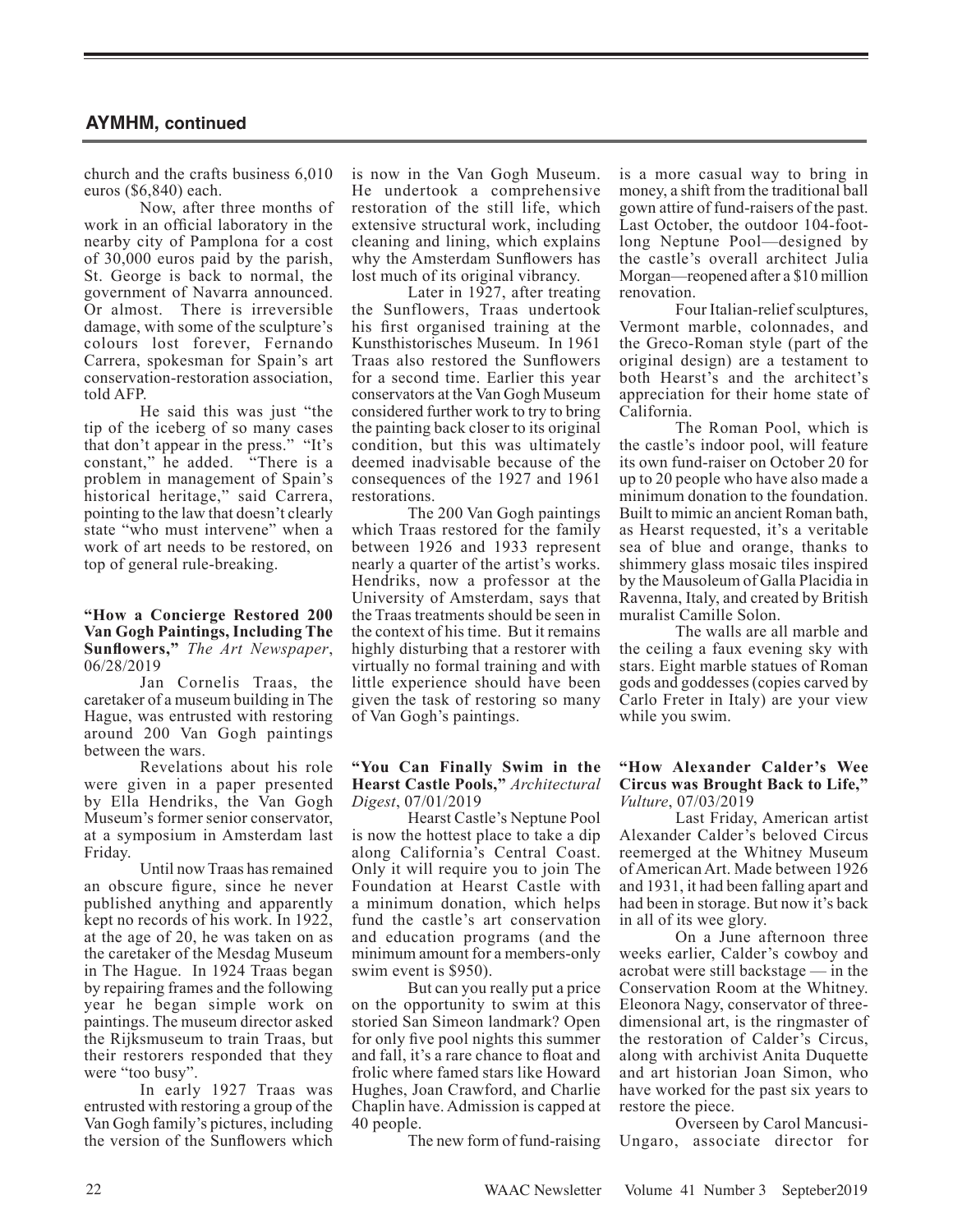## AYMHM, continued

church and the crafts business 6,010 euros ($6,840) each.

Now, after three months of work in an official laboratory in the nearby city of Pamplona for a cost of 30,000 euros paid by the parish, St. George is back to normal, the government of Navarra announced. Or almost. There is irreversible damage, with some of the sculpture's colours lost forever, Fernando Carrera, spokesman for Spain's art conservation-restoration association, told AFP.

He said this was just "the tip of the iceberg of so many cases that don't appear in the press." "It's constant," he added. "There is a problem in management of Spain's historical heritage," said Carrera, pointing to the law that doesn't clearly state "who must intervene" when a work of art needs to be restored, on top of general rule-breaking.

**"How a Concierge Restored 200 Van Gogh Paintings, Including The Sunflowers,"** *The Art Newspaper*, 06/28/2019

Jan Cornelis Traas, the caretaker of a museum building in The Hague, was entrusted with restoring around 200 Van Gogh paintings between the wars.

Revelations about his role were given in a paper presented by Ella Hendriks, the Van Gogh Museum's former senior conservator, at a symposium in Amsterdam last Friday.

Until now Traas has remained an obscure figure, since he never published anything and apparently kept no records of his work. In 1922, at the age of 20, he was taken on as the caretaker of the Mesdag Museum in The Hague. In 1924 Traas began by repairing frames and the following year he began simple work on paintings. The museum director asked the Rijksmuseum to train Traas, but their restorers responded that they were "too busy".

In early 1927 Traas was entrusted with restoring a group of the Van Gogh family's pictures, including the version of the Sunflowers which is now in the Van Gogh Museum. He undertook a comprehensive restoration of the still life, which extensive structural work, including cleaning and lining, which explains why the Amsterdam Sunflowers has lost much of its original vibrancy.

Later in 1927, after treating the Sunflowers, Traas undertook his first organised training at the Kunsthistorisches Museum. In 1961 Traas also restored the Sunflowers for a second time. Earlier this year conservators at the Van Gogh Museum considered further work to try to bring the painting back closer to its original condition, but this was ultimately deemed inadvisable because of the consequences of the 1927 and 1961 restorations.

The 200 Van Gogh paintings which Traas restored for the family between 1926 and 1933 represent nearly a quarter of the artist's works. Hendriks, now a professor at the University of Amsterdam, says that the Traas treatments should be seen in the context of his time. But it remains highly disturbing that a restorer with virtually no formal training and with little experience should have been given the task of restoring so many of Van Gogh's paintings.

**"You Can Finally Swim in the Hearst Castle Pools,"** *Architectural Digest*, 07/01/2019

Hearst Castle's Neptune Pool is now the hottest place to take a dip along California's Central Coast. Only it will require you to join The Foundation at Hearst Castle with a minimum donation, which helps fund the castle's art conservation and education programs (and the minimum amount for a members-only swim event is $950).

But can you really put a price on the opportunity to swim at this storied San Simeon landmark? Open for only five pool nights this summer and fall, it's a rare chance to float and frolic where famed stars like Howard Hughes, Joan Crawford, and Charlie Chaplin have. Admission is capped at 40 people.

The new form of fund-raising is a more casual way to bring in money, a shift from the traditional ball gown attire of fund-raisers of the past. Last October, the outdoor 104-foot-long Neptune Pool—designed by the castle's overall architect Julia Morgan—reopened after a $10 million renovation.

Four Italian-relief sculptures, Vermont marble, colonnades, and the Greco-Roman style (part of the original design) are a testament to both Hearst's and the architect's appreciation for their home state of California.

The Roman Pool, which is the castle's indoor pool, will feature its own fund-raiser on October 20 for up to 20 people who have also made a minimum donation to the foundation. Built to mimic an ancient Roman bath, as Hearst requested, it's a veritable sea of blue and orange, thanks to shimmery glass mosaic tiles inspired by the Mausoleum of Galla Placidia in Ravenna, Italy, and created by British muralist Camille Solon.

The walls are all marble and the ceiling a faux evening sky with stars. Eight marble statues of Roman gods and goddesses (copies carved by Carlo Freter in Italy) are your view while you swim.

**"How Alexander Calder's Wee Circus was Brought Back to Life,"** *Vulture*, 07/03/2019

Last Friday, American artist Alexander Calder's beloved Circus reemerged at the Whitney Museum of American Art. Made between 1926 and 1931, it had been falling apart and had been in storage. But now it's back in all of its wee glory.

On a June afternoon three weeks earlier, Calder's cowboy and acrobat were still backstage — in the Conservation Room at the Whitney. Eleonora Nagy, conservator of three-dimensional art, is the ringmaster of the restoration of Calder's Circus, along with archivist Anita Duquette and art historian Joan Simon, who have worked for the past six years to restore the piece.

Overseen by Carol Mancusi-Ungaro, associate director for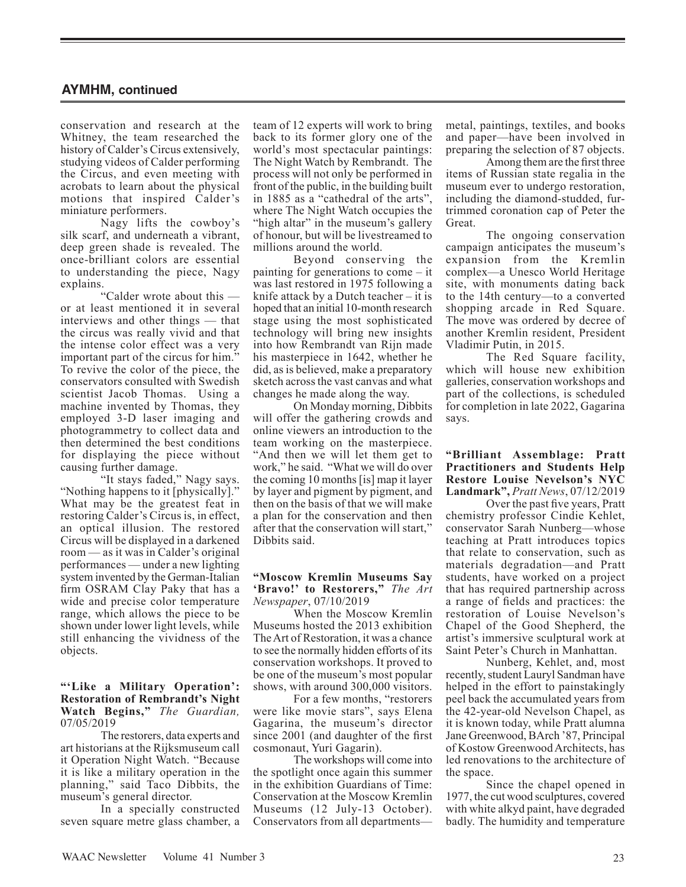## AYMHM, continued

conservation and research at the Whitney, the team researched the history of Calder's Circus extensively, studying videos of Calder performing the Circus, and even meeting with acrobats to learn about the physical motions that inspired Calder's miniature performers.

Nagy lifts the cowboy's silk scarf, and underneath a vibrant, deep green shade is revealed. The once-brilliant colors are essential to understanding the piece, Nagy explains.

"Calder wrote about this — or at least mentioned it in several interviews and other things — that the circus was really vivid and that the intense color effect was a very important part of the circus for him." To revive the color of the piece, the conservators consulted with Swedish scientist Jacob Thomas. Using a machine invented by Thomas, they employed 3-D laser imaging and photogrammetry to collect data and then determined the best conditions for displaying the piece without causing further damage.

"It stays faded," Nagy says. "Nothing happens to it [physically]." What may be the greatest feat in restoring Calder's Circus is, in effect, an optical illusion. The restored Circus will be displayed in a darkened room — as it was in Calder's original performances — under a new lighting system invented by the German-Italian firm OSRAM Clay Paky that has a wide and precise color temperature range, which allows the piece to be shown under lower light levels, while still enhancing the vividness of the objects.

**"'Like a Military Operation': Restoration of Rembrandt's Night Watch Begins,"** *The Guardian,* 07/05/2019

The restorers, data experts and art historians at the Rijksmuseum call it Operation Night Watch. "Because it is like a military operation in the planning," said Taco Dibbits, the museum's general director.

In a specially constructed seven square metre glass chamber, a team of 12 experts will work to bring back to its former glory one of the world's most spectacular paintings: The Night Watch by Rembrandt. The process will not only be performed in front of the public, in the building built in 1885 as a "cathedral of the arts", where The Night Watch occupies the "high altar" in the museum's gallery of honour, but will be livestreamed to millions around the world.

Beyond conserving the painting for generations to come – it was last restored in 1975 following a knife attack by a Dutch teacher – it is hoped that an initial 10-month research stage using the most sophisticated technology will bring new insights into how Rembrandt van Rijn made his masterpiece in 1642, whether he did, as is believed, make a preparatory sketch across the vast canvas and what changes he made along the way.

On Monday morning, Dibbits will offer the gathering crowds and online viewers an introduction to the team working on the masterpiece. "And then we will let them get to work," he said. "What we will do over the coming 10 months [is] map it layer by layer and pigment by pigment, and then on the basis of that we will make a plan for the conservation and then after that the conservation will start," Dibbits said.

**"Moscow Kremlin Museums Say 'Bravo!' to Restorers,"** *The Art Newspaper*, 07/10/2019

When the Moscow Kremlin Museums hosted the 2013 exhibition The Art of Restoration, it was a chance to see the normally hidden efforts of its conservation workshops. It proved to be one of the museum's most popular shows, with around 300,000 visitors.

For a few months, "restorers were like movie stars", says Elena Gagarina, the museum's director since 2001 (and daughter of the first cosmonaut, Yuri Gagarin).

The workshops will come into the spotlight once again this summer in the exhibition Guardians of Time: Conservation at the Moscow Kremlin Museums (12 July-13 October). Conservators from all departments—metal, paintings, textiles, and books and paper—have been involved in preparing the selection of 87 objects.

Among them are the first three items of Russian state regalia in the museum ever to undergo restoration, including the diamond-studded, fur-trimmed coronation cap of Peter the Great.

The ongoing conservation campaign anticipates the museum's expansion from the Kremlin complex—a Unesco World Heritage site, with monuments dating back to the 14th century—to a converted shopping arcade in Red Square. The move was ordered by decree of another Kremlin resident, President Vladimir Putin, in 2015.

The Red Square facility, which will house new exhibition galleries, conservation workshops and part of the collections, is scheduled for completion in late 2022, Gagarina says.

**"Brilliant Assemblage: Pratt Practitioners and Students Help Restore Louise Nevelson's NYC Landmark",** *Pratt News*, 07/12/2019

Over the past five years, Pratt chemistry professor Cindie Kehlet, conservator Sarah Nunberg—whose teaching at Pratt introduces topics that relate to conservation, such as materials degradation—and Pratt students, have worked on a project that has required partnership across a range of fields and practices: the restoration of Louise Nevelson's Chapel of the Good Shepherd, the artist's immersive sculptural work at Saint Peter's Church in Manhattan.

Nunberg, Kehlet, and, most recently, student Lauryl Sandman have helped in the effort to painstakingly peel back the accumulated years from the 42-year-old Nevelson Chapel, as it is known today, while Pratt alumna Jane Greenwood, BArch '87, Principal of Kostow Greenwood Architects, has led renovations to the architecture of the space.

Since the chapel opened in 1977, the cut wood sculptures, covered with white alkyd paint, have degraded badly. The humidity and temperature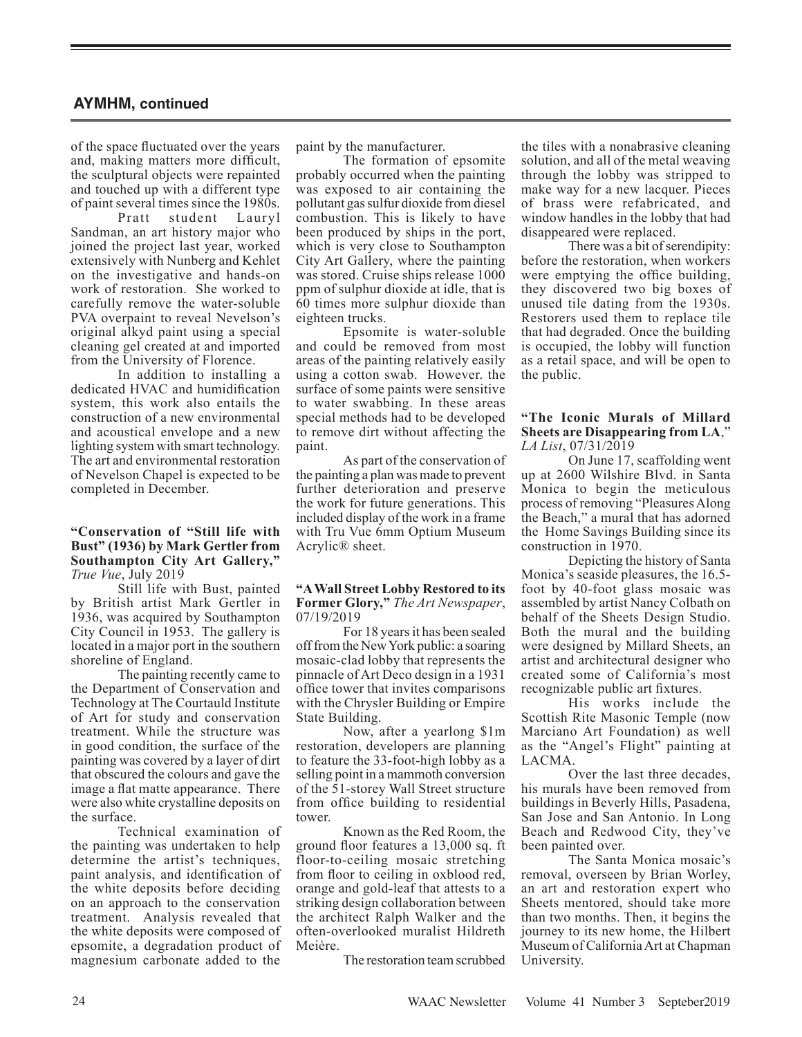## AYMHM, continued

of the space fluctuated over the years and, making matters more difficult, the sculptural objects were repainted and touched up with a different type of paint several times since the 1980s.

Pratt student Lauryl Sandman, an art history major who joined the project last year, worked extensively with Nunberg and Kehlet on the investigative and hands-on work of restoration. She worked to carefully remove the water-soluble PVA overpaint to reveal Nevelson's original alkyd paint using a special cleaning gel created at and imported from the University of Florence.

In addition to installing a dedicated HVAC and humidification system, this work also entails the construction of a new environmental and acoustical envelope and a new lighting system with smart technology. The art and environmental restoration of Nevelson Chapel is expected to be completed in December.

**"Conservation of "Still life with Bust" (1936) by Mark Gertler from Southampton City Art Gallery,"** *True Vue*, July 2019

Still life with Bust, painted by British artist Mark Gertler in 1936, was acquired by Southampton City Council in 1953. The gallery is located in a major port in the southern shoreline of England.

The painting recently came to the Department of Conservation and Technology at The Courtauld Institute of Art for study and conservation treatment. While the structure was in good condition, the surface of the painting was covered by a layer of dirt that obscured the colours and gave the image a flat matte appearance. There were also white crystalline deposits on the surface.

Technical examination of the painting was undertaken to help determine the artist's techniques, paint analysis, and identification of the white deposits before deciding on an approach to the conservation treatment. Analysis revealed that the white deposits were composed of epsomite, a degradation product of magnesium carbonate added to the paint by the manufacturer.

The formation of epsomite probably occurred when the painting was exposed to air containing the pollutant gas sulfur dioxide from diesel combustion. This is likely to have been produced by ships in the port, which is very close to Southampton City Art Gallery, where the painting was stored. Cruise ships release 1000 ppm of sulphur dioxide at idle, that is 60 times more sulphur dioxide than eighteen trucks.

Epsomite is water-soluble and could be removed from most areas of the painting relatively easily using a cotton swab. However. the surface of some paints were sensitive to water swabbing. In these areas special methods had to be developed to remove dirt without affecting the paint.

As part of the conservation of the painting a plan was made to prevent further deterioration and preserve the work for future generations. This included display of the work in a frame with Tru Vue 6mm Optium Museum Acrylic® sheet.

**"A Wall Street Lobby Restored to its Former Glory,"** *The Art Newspaper*, 07/19/2019

For 18 years it has been sealed off from the New York public: a soaring mosaic-clad lobby that represents the pinnacle of Art Deco design in a 1931 office tower that invites comparisons with the Chrysler Building or Empire State Building.

Now, after a yearlong $1m restoration, developers are planning to feature the 33-foot-high lobby as a selling point in a mammoth conversion of the 51-storey Wall Street structure from office building to residential tower.

Known as the Red Room, the ground floor features a 13,000 sq. ft floor-to-ceiling mosaic stretching from floor to ceiling in oxblood red, orange and gold-leaf that attests to a striking design collaboration between the architect Ralph Walker and the often-overlooked muralist Hildreth Meière.

The restoration team scrubbed the tiles with a nonabrasive cleaning solution, and all of the metal weaving through the lobby was stripped to make way for a new lacquer. Pieces of brass were refabricated, and window handles in the lobby that had disappeared were replaced.

There was a bit of serendipity: before the restoration, when workers were emptying the office building, they discovered two big boxes of unused tile dating from the 1930s. Restorers used them to replace tile that had degraded. Once the building is occupied, the lobby will function as a retail space, and will be open to the public.

**"The Iconic Murals of Millard Sheets are Disappearing from LA,"** *LA List*, 07/31/2019

On June 17, scaffolding went up at 2600 Wilshire Blvd. in Santa Monica to begin the meticulous process of removing "Pleasures Along the Beach," a mural that has adorned the Home Savings Building since its construction in 1970.

Depicting the history of Santa Monica's seaside pleasures, the 16.5-foot by 40-foot glass mosaic was assembled by artist Nancy Colbath on behalf of the Sheets Design Studio. Both the mural and the building were designed by Millard Sheets, an artist and architectural designer who created some of California's most recognizable public art fixtures.

His works include the Scottish Rite Masonic Temple (now Marciano Art Foundation) as well as the "Angel's Flight" painting at LACMA.

Over the last three decades, his murals have been removed from buildings in Beverly Hills, Pasadena, San Jose and San Antonio. In Long Beach and Redwood City, they've been painted over.

The Santa Monica mosaic's removal, overseen by Brian Worley, an art and restoration expert who Sheets mentored, should take more than two months. Then, it begins the journey to its new home, the Hilbert Museum of California Art at Chapman University.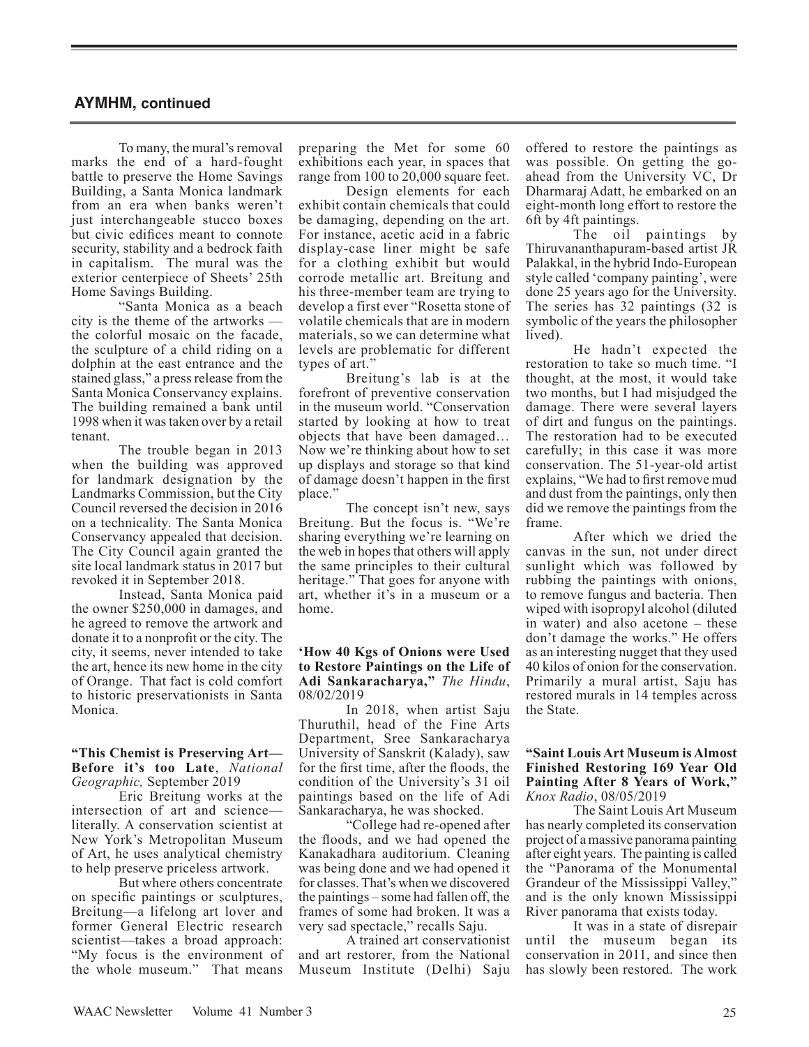## AYMHM, continued

To many, the mural's removal marks the end of a hard-fought battle to preserve the Home Savings Building, a Santa Monica landmark from an era when banks weren't just interchangeable stucco boxes but civic edifices meant to connote security, stability and a bedrock faith in capitalism. The mural was the exterior centerpiece of Sheets' 25th Home Savings Building.

"Santa Monica as a beach city is the theme of the artworks — the colorful mosaic on the facade, the sculpture of a child riding on a dolphin at the east entrance and the stained glass," a press release from the Santa Monica Conservancy explains. The building remained a bank until 1998 when it was taken over by a retail tenant.

The trouble began in 2013 when the building was approved for landmark designation by the Landmarks Commission, but the City Council reversed the decision in 2016 on a technicality. The Santa Monica Conservancy appealed that decision. The City Council again granted the site local landmark status in 2017 but revoked it in September 2018.

Instead, Santa Monica paid the owner $250,000 in damages, and he agreed to remove the artwork and donate it to a nonprofit or the city. The city, it seems, never intended to take the art, hence its new home in the city of Orange. That fact is cold comfort to historic preservationists in Santa Monica.

**"This Chemist is Preserving Art—Before it's too Late**, *National Geographic,* September 2019

Eric Breitung works at the intersection of art and science—literally. A conservation scientist at New York's Metropolitan Museum of Art, he uses analytical chemistry to help preserve priceless artwork.

But where others concentrate on specific paintings or sculptures, Breitung—a lifelong art lover and former General Electric research scientist—takes a broad approach: "My focus is the environment of the whole museum." That means preparing the Met for some 60 exhibitions each year, in spaces that range from 100 to 20,000 square feet.

Design elements for each exhibit contain chemicals that could be damaging, depending on the art. For instance, acetic acid in a fabric display-case liner might be safe for a clothing exhibit but would corrode metallic art. Breitung and his three-member team are trying to develop a first ever "Rosetta stone of volatile chemicals that are in modern materials, so we can determine what levels are problematic for different types of art."

Breitung's lab is at the forefront of preventive conservation in the museum world. "Conservation started by looking at how to treat objects that have been damaged… Now we're thinking about how to set up displays and storage so that kind of damage doesn't happen in the first place."

The concept isn't new, says Breitung. But the focus is. "We're sharing everything we're learning on the web in hopes that others will apply the same principles to their cultural heritage." That goes for anyone with art, whether it's in a museum or a home.

**'How 40 Kgs of Onions were Used to Restore Paintings on the Life of Adi Sankaracharya,"** *The Hindu*, 08/02/2019

In 2018, when artist Saju Thuruthil, head of the Fine Arts Department, Sree Sankaracharya University of Sanskrit (Kalady), saw for the first time, after the floods, the condition of the University's 31 oil paintings based on the life of Adi Sankaracharya, he was shocked.

"College had re-opened after the floods, and we had opened the Kanakadhara auditorium. Cleaning was being done and we had opened it for classes. That's when we discovered the paintings – some had fallen off, the frames of some had broken. It was a very sad spectacle," recalls Saju.

A trained art conservationist and art restorer, from the National Museum Institute (Delhi) Saju offered to restore the paintings as was possible. On getting the go-ahead from the University VC, Dr Dharmaraj Adatt, he embarked on an eight-month long effort to restore the 6ft by 4ft paintings.

The oil paintings by Thiruvananthapuram-based artist JR Palakkal, in the hybrid Indo-European style called 'company painting', were done 25 years ago for the University. The series has 32 paintings (32 is symbolic of the years the philosopher lived).

He hadn't expected the restoration to take so much time. "I thought, at the most, it would take two months, but I had misjudged the damage. There were several layers of dirt and fungus on the paintings. The restoration had to be executed carefully; in this case it was more conservation. The 51-year-old artist explains, "We had to first remove mud and dust from the paintings, only then did we remove the paintings from the frame.

After which we dried the canvas in the sun, not under direct sunlight which was followed by rubbing the paintings with onions, to remove fungus and bacteria. Then wiped with isopropyl alcohol (diluted in water) and also acetone – these don't damage the works." He offers as an interesting nugget that they used 40 kilos of onion for the conservation. Primarily a mural artist, Saju has restored murals in 14 temples across the State.

**"Saint Louis Art Museum is Almost Finished Restoring 169 Year Old Painting After 8 Years of Work,"** *Knox Radio*, 08/05/2019

The Saint Louis Art Museum has nearly completed its conservation project of a massive panorama painting after eight years. The painting is called the "Panorama of the Monumental Grandeur of the Mississippi Valley," and is the only known Mississippi River panorama that exists today.

It was in a state of disrepair until the museum began its conservation in 2011, and since then has slowly been restored. The work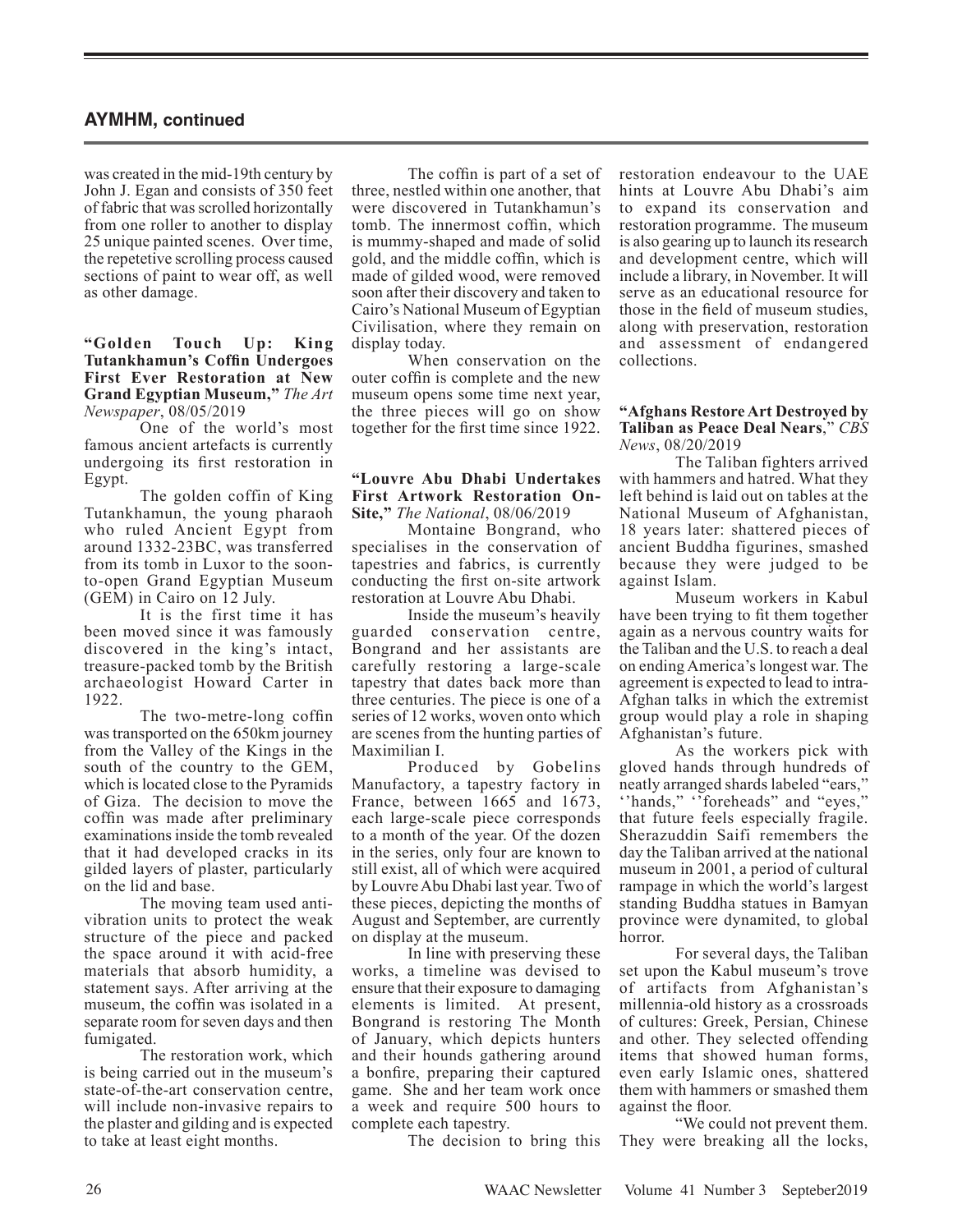## AYMHM, continued

was created in the mid-19th century by John J. Egan and consists of 350 feet of fabric that was scrolled horizontally from one roller to another to display 25 unique painted scenes. Over time, the repetetive scrolling process caused sections of paint to wear off, as well as other damage.

**"Golden Touch Up: King Tutankhamun's Coffin Undergoes First Ever Restoration at New Grand Egyptian Museum,"** *The Art Newspaper*, 08/05/2019

One of the world's most famous ancient artefacts is currently undergoing its first restoration in Egypt.

The golden coffin of King Tutankhamun, the young pharaoh who ruled Ancient Egypt from around 1332-23BC, was transferred from its tomb in Luxor to the soon-to-open Grand Egyptian Museum (GEM) in Cairo on 12 July.

It is the first time it has been moved since it was famously discovered in the king's intact, treasure-packed tomb by the British archaeologist Howard Carter in 1922.

The two-metre-long coffin was transported on the 650km journey from the Valley of the Kings in the south of the country to the GEM, which is located close to the Pyramids of Giza. The decision to move the coffin was made after preliminary examinations inside the tomb revealed that it had developed cracks in its gilded layers of plaster, particularly on the lid and base.

The moving team used anti-vibration units to protect the weak structure of the piece and packed the space around it with acid-free materials that absorb humidity, a statement says. After arriving at the museum, the coffin was isolated in a separate room for seven days and then fumigated.

The restoration work, which is being carried out in the museum's state-of-the-art conservation centre, will include non-invasive repairs to the plaster and gilding and is expected to take at least eight months.

The coffin is part of a set of three, nestled within one another, that were discovered in Tutankhamun's tomb. The innermost coffin, which is mummy-shaped and made of solid gold, and the middle coffin, which is made of gilded wood, were removed soon after their discovery and taken to Cairo's National Museum of Egyptian Civilisation, where they remain on display today.

When conservation on the outer coffin is complete and the new museum opens some time next year, the three pieces will go on show together for the first time since 1922.

**"Louvre Abu Dhabi Undertakes First Artwork Restoration On-Site,"** *The National*, 08/06/2019

Montaine Bongrand, who specialises in the conservation of tapestries and fabrics, is currently conducting the first on-site artwork restoration at Louvre Abu Dhabi.

Inside the museum's heavily guarded conservation centre, Bongrand and her assistants are carefully restoring a large-scale tapestry that dates back more than three centuries. The piece is one of a series of 12 works, woven onto which are scenes from the hunting parties of Maximilian I.

Produced by Gobelins Manufactory, a tapestry factory in France, between 1665 and 1673, each large-scale piece corresponds to a month of the year. Of the dozen in the series, only four are known to still exist, all of which were acquired by Louvre Abu Dhabi last year. Two of these pieces, depicting the months of August and September, are currently on display at the museum.

In line with preserving these works, a timeline was devised to ensure that their exposure to damaging elements is limited. At present, Bongrand is restoring The Month of January, which depicts hunters and their hounds gathering around a bonfire, preparing their captured game. She and her team work once a week and require 500 hours to complete each tapestry.

The decision to bring this restoration endeavour to the UAE hints at Louvre Abu Dhabi's aim to expand its conservation and restoration programme. The museum is also gearing up to launch its research and development centre, which will include a library, in November. It will serve as an educational resource for those in the field of museum studies, along with preservation, restoration and assessment of endangered collections.

**"Afghans Restore Art Destroyed by Taliban as Peace Deal Nears**," *CBS News*, 08/20/2019

The Taliban fighters arrived with hammers and hatred. What they left behind is laid out on tables at the National Museum of Afghanistan, 18 years later: shattered pieces of ancient Buddha figurines, smashed because they were judged to be against Islam.

Museum workers in Kabul have been trying to fit them together again as a nervous country waits for the Taliban and the U.S. to reach a deal on ending America's longest war. The agreement is expected to lead to intra-Afghan talks in which the extremist group would play a role in shaping Afghanistan's future.

As the workers pick with gloved hands through hundreds of neatly arranged shards labeled "ears," ''hands," ''foreheads" and "eyes," that future feels especially fragile. Sherazuddin Saifi remembers the day the Taliban arrived at the national museum in 2001, a period of cultural rampage in which the world's largest standing Buddha statues in Bamyan province were dynamited, to global horror.

For several days, the Taliban set upon the Kabul museum's trove of artifacts from Afghanistan's millennia-old history as a crossroads of cultures: Greek, Persian, Chinese and other. They selected offending items that showed human forms, even early Islamic ones, shattered them with hammers or smashed them against the floor.

"We could not prevent them. They were breaking all the locks,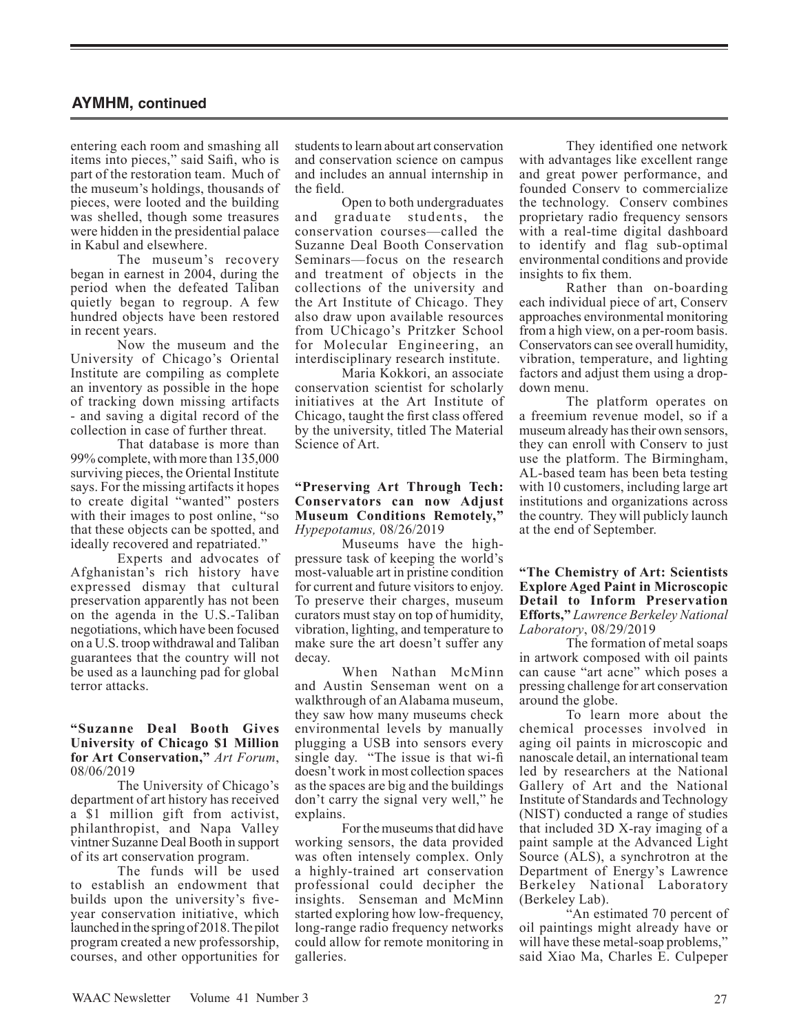## AYMHM, continued

entering each room and smashing all items into pieces," said Saifi, who is part of the restoration team. Much of the museum's holdings, thousands of pieces, were looted and the building was shelled, though some treasures were hidden in the presidential palace in Kabul and elsewhere.

The museum's recovery began in earnest in 2004, during the period when the defeated Taliban quietly began to regroup. A few hundred objects have been restored in recent years.

Now the museum and the University of Chicago's Oriental Institute are compiling as complete an inventory as possible in the hope of tracking down missing artifacts - and saving a digital record of the collection in case of further threat.

That database is more than 99% complete, with more than 135,000 surviving pieces, the Oriental Institute says. For the missing artifacts it hopes to create digital "wanted" posters with their images to post online, "so that these objects can be spotted, and ideally recovered and repatriated."

Experts and advocates of Afghanistan's rich history have expressed dismay that cultural preservation apparently has not been on the agenda in the U.S.-Taliban negotiations, which have been focused on a U.S. troop withdrawal and Taliban guarantees that the country will not be used as a launching pad for global terror attacks.

**"Suzanne Deal Booth Gives University of Chicago $1 Million for Art Conservation,"** *Art Forum*, 08/06/2019

The University of Chicago's department of art history has received a $1 million gift from activist, philanthropist, and Napa Valley vintner Suzanne Deal Booth in support of its art conservation program.

The funds will be used to establish an endowment that builds upon the university's five-year conservation initiative, which launched in the spring of 2018. The pilot program created a new professorship, courses, and other opportunities for students to learn about art conservation and conservation science on campus and includes an annual internship in the field.

Open to both undergraduates and graduate students, the conservation courses—called the Suzanne Deal Booth Conservation Seminars—focus on the research and treatment of objects in the collections of the university and the Art Institute of Chicago. They also draw upon available resources from UChicago's Pritzker School for Molecular Engineering, an interdisciplinary research institute.

Maria Kokkori, an associate conservation scientist for scholarly initiatives at the Art Institute of Chicago, taught the first class offered by the university, titled The Material Science of Art.

**"Preserving Art Through Tech: Conservators can now Adjust Museum Conditions Remotely,"** *Hypepotamus,* 08/26/2019

Museums have the high-pressure task of keeping the world's most-valuable art in pristine condition for current and future visitors to enjoy. To preserve their charges, museum curators must stay on top of humidity, vibration, lighting, and temperature to make sure the art doesn't suffer any decay.

When Nathan McMinn and Austin Senseman went on a walkthrough of an Alabama museum, they saw how many museums check environmental levels by manually plugging a USB into sensors every single day. "The issue is that wi-fi doesn't work in most collection spaces as the spaces are big and the buildings don't carry the signal very well," he explains.

For the museums that did have working sensors, the data provided was often intensely complex. Only a highly-trained art conservation professional could decipher the insights. Senseman and McMinn started exploring how low-frequency, long-range radio frequency networks could allow for remote monitoring in galleries.

They identified one network with advantages like excellent range and great power performance, and founded Conserv to commercialize the technology. Conserv combines proprietary radio frequency sensors with a real-time digital dashboard to identify and flag sub-optimal environmental conditions and provide insights to fix them.

Rather than on-boarding each individual piece of art, Conserv approaches environmental monitoring from a high view, on a per-room basis. Conservators can see overall humidity, vibration, temperature, and lighting factors and adjust them using a drop-down menu.

The platform operates on a freemium revenue model, so if a museum already has their own sensors, they can enroll with Conserv to just use the platform. The Birmingham, AL-based team has been beta testing with 10 customers, including large art institutions and organizations across the country. They will publicly launch at the end of September.

**"The Chemistry of Art: Scientists Explore Aged Paint in Microscopic Detail to Inform Preservation Efforts,"** *Lawrence Berkeley National Laboratory*, 08/29/2019

The formation of metal soaps in artwork composed with oil paints can cause "art acne" which poses a pressing challenge for art conservation around the globe.

To learn more about the chemical processes involved in aging oil paints in microscopic and nanoscale detail, an international team led by researchers at the National Gallery of Art and the National Institute of Standards and Technology (NIST) conducted a range of studies that included 3D X-ray imaging of a paint sample at the Advanced Light Source (ALS), a synchrotron at the Department of Energy's Lawrence Berkeley National Laboratory (Berkeley Lab).

"An estimated 70 percent of oil paintings might already have or will have these metal-soap problems," said Xiao Ma, Charles E. Culpeper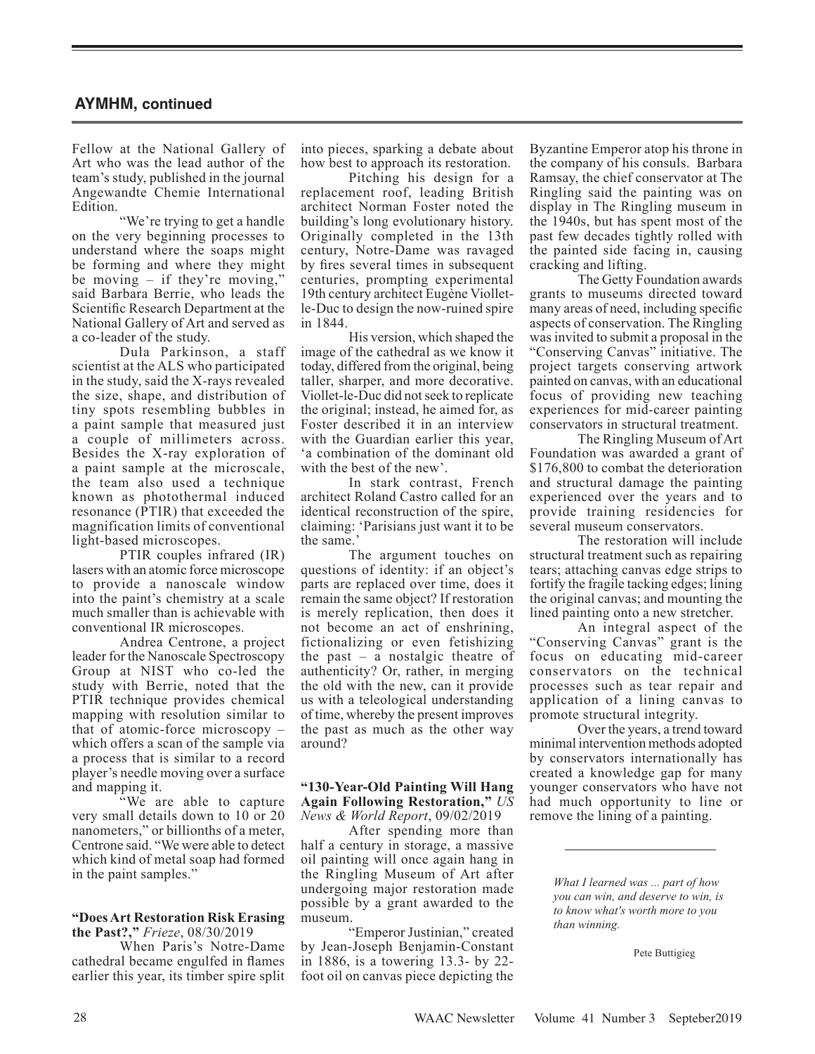## AYMHM, continued

Fellow at the National Gallery of Art who was the lead author of the team's study, published in the journal Angewandte Chemie International Edition.

"We're trying to get a handle on the very beginning processes to understand where the soaps might be forming and where they might be moving – if they're moving," said Barbara Berrie, who leads the Scientific Research Department at the National Gallery of Art and served as a co-leader of the study.

Dula Parkinson, a staff scientist at the ALS who participated in the study, said the X-rays revealed the size, shape, and distribution of tiny spots resembling bubbles in a paint sample that measured just a couple of millimeters across. Besides the X-ray exploration of a paint sample at the microscale, the team also used a technique known as photothermal induced resonance (PTIR) that exceeded the magnification limits of conventional light-based microscopes.

PTIR couples infrared (IR) lasers with an atomic force microscope to provide a nanoscale window into the paint's chemistry at a scale much smaller than is achievable with conventional IR microscopes.

Andrea Centrone, a project leader for the Nanoscale Spectroscopy Group at NIST who co-led the study with Berrie, noted that the PTIR technique provides chemical mapping with resolution similar to that of atomic-force microscopy – which offers a scan of the sample via a process that is similar to a record player's needle moving over a surface and mapping it.

"We are able to capture very small details down to 10 or 20 nanometers," or billionths of a meter, Centrone said. "We were able to detect which kind of metal soap had formed in the paint samples."

**"Does Art Restoration Risk Erasing the Past?,"** *Frieze*, 08/30/2019

When Paris's Notre-Dame cathedral became engulfed in flames earlier this year, its timber spire split into pieces, sparking a debate about how best to approach its restoration.

Pitching his design for a replacement roof, leading British architect Norman Foster noted the building's long evolutionary history. Originally completed in the 13th century, Notre-Dame was ravaged by fires several times in subsequent centuries, prompting experimental 19th century architect Eugène Viollet-le-Duc to design the now-ruined spire in 1844.

His version, which shaped the image of the cathedral as we know it today, differed from the original, being taller, sharper, and more decorative. Viollet-le-Duc did not seek to replicate the original; instead, he aimed for, as Foster described it in an interview with the Guardian earlier this year, 'a combination of the dominant old with the best of the new'.

In stark contrast, French architect Roland Castro called for an identical reconstruction of the spire, claiming: 'Parisians just want it to be the same.'

The argument touches on questions of identity: if an object's parts are replaced over time, does it remain the same object? If restoration is merely replication, then does it not become an act of enshrining, fictionalizing or even fetishizing the past – a nostalgic theatre of authenticity? Or, rather, in merging the old with the new, can it provide us with a teleological understanding of time, whereby the present improves the past as much as the other way around?

**"130-Year-Old Painting Will Hang Again Following Restoration,"** *US News & World Report*, 09/02/2019

After spending more than half a century in storage, a massive oil painting will once again hang in the Ringling Museum of Art after undergoing major restoration made possible by a grant awarded to the museum.

"Emperor Justinian," created by Jean-Joseph Benjamin-Constant in 1886, is a towering 13.3- by 22-foot oil on canvas piece depicting the Byzantine Emperor atop his throne in the company of his consuls. Barbara Ramsay, the chief conservator at The Ringling said the painting was on display in The Ringling museum in the 1940s, but has spent most of the past few decades tightly rolled with the painted side facing in, causing cracking and lifting.

The Getty Foundation awards grants to museums directed toward many areas of need, including specific aspects of conservation. The Ringling was invited to submit a proposal in the "Conserving Canvas" initiative. The project targets conserving artwork painted on canvas, with an educational focus of providing new teaching experiences for mid-career painting conservators in structural treatment.

The Ringling Museum of Art Foundation was awarded a grant of $176,800 to combat the deterioration and structural damage the painting experienced over the years and to provide training residencies for several museum conservators.

The restoration will include structural treatment such as repairing tears; attaching canvas edge strips to fortify the fragile tacking edges; lining the original canvas; and mounting the lined painting onto a new stretcher.

An integral aspect of the "Conserving Canvas" grant is the focus on educating mid-career conservators on the technical processes such as tear repair and application of a lining canvas to promote structural integrity.

Over the years, a trend toward minimal intervention methods adopted by conservators internationally has created a knowledge gap for many younger conservators who have not had much opportunity to line or remove the lining of a painting.

---

*What I learned was ... part of how you can win, and deserve to win, is to know what's worth more to you than winning.*

Pete Buttigieg